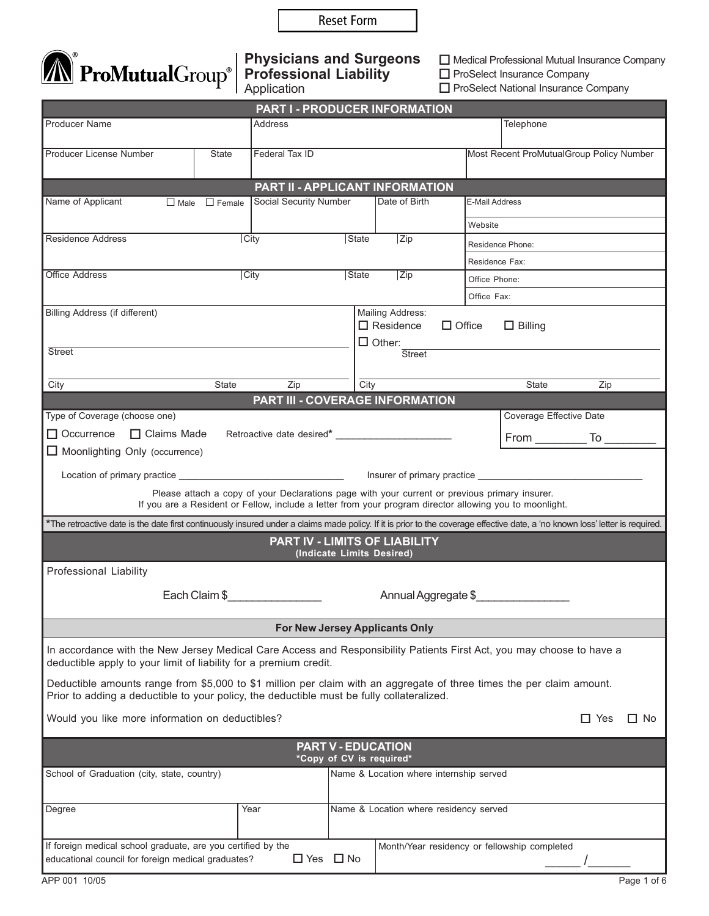Reset Form

# ProMutualGroup®

## Physicians and Surgeons Professional Liability Application

☐ Medical Professional Mutual Insurance Company
☐ ProSelect Insurance Company
☐ ProSelect National Insurance Company

## PART I - PRODUCER INFORMATION

| Producer Name | | Address | Telephone |
|---|---|---|---|
| Producer License Number | State | Federal Tax ID | Most Recent ProMutualGroup Policy Number |

## PART II - APPLICANT INFORMATION

| Name of Applicant ☐ Male ☐ Female | Social Security Number | | Date of Birth | E-Mail Address |
|---|---|---|---|---|
| | | | | Website |
| Residence Address | City | State | Zip | Residence Phone: |
| | | | | Residence Fax: |
| Office Address | City | State | Zip | Office Phone: |
| | | | | Office Fax: |

Billing Address (if different)

Street

City State Zip

Mailing Address:
☐ Residence ☐ Office ☐ Billing
☐ Other:
Street

City State Zip

## PART III - COVERAGE INFORMATION

Type of Coverage (choose one)

☐ Occurrence ☐ Claims Made Retroactive date desired* ____________________

☐ Moonlighting Only (occurrence)

Coverage Effective Date

From ________ To ________

Location of primary practice ______________________________ Insurer of primary practice ______________________________

Please attach a copy of your Declarations page with your current or previous primary insurer.
If you are a Resident or Fellow, include a letter from your program director allowing you to moonlight.

*The retroactive date is the date first continuously insured under a claims made policy. If it is prior to the coverage effective date, a 'no known loss' letter is required.

## PART IV - LIMITS OF LIABILITY

**(Indicate Limits Desired)**

Professional Liability

Each Claim $______________ Annual Aggregate $______________

### For New Jersey Applicants Only

In accordance with the New Jersey Medical Care Access and Responsibility Patients First Act, you may choose to have a deductible apply to your limit of liability for a premium credit.

Deductible amounts range from $5,000 to $1 million per claim with an aggregate of three times the per claim amount. Prior to adding a deductible to your policy, the deductible must be fully collateralized.

Would you like more information on deductibles? ☐ Yes ☐ No

## PART V - EDUCATION

**\*Copy of CV is required\***

| School of Graduation (city, state, country) | | Name & Location where internship served |
|---|---|---|
| Degree | Year | Name & Location where residency served |
| If foreign medical school graduate, are you certified by the educational council for foreign medical graduates? ☐ Yes ☐ No | | Month/Year residency or fellowship completed ______ /______ |

APP 001 10/05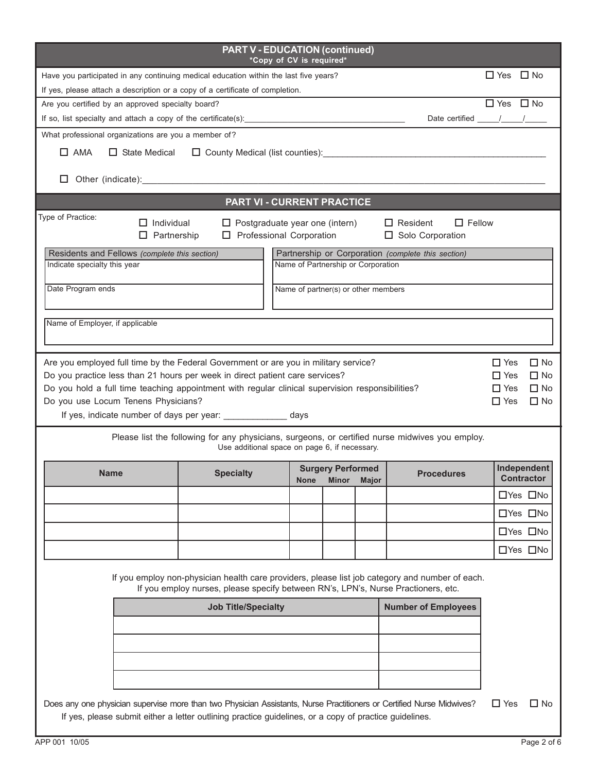## PART V - EDUCATION (continued)

***Copy of CV is required***

Have you participated in any continuing medical education within the last five years? ☐ Yes ☐ No

If yes, please attach a description or a copy of a certificate of completion.

Are you certified by an approved specialty board? ☐ Yes ☐ No

If so, list specialty and attach a copy of the certificate(s): ______________________________ Date certified _____/_____/_____

What professional organizations are you a member of?

☐ AMA ☐ State Medical ☐ County Medical (list counties): ______________________________

☐ Other (indicate): ______________________________

## PART VI - CURRENT PRACTICE

Type of Practice:

☐ Individual ☐ Postgraduate year one (intern) ☐ Resident ☐ Fellow

☐ Partnership ☐ Professional Corporation ☐ Solo Corporation

| Residents and Fellows *(complete this section)* | Partnership or Corporation *(complete this section)* |
|---|---|
| Indicate specialty this year | Name of Partnership or Corporation |
| Date Program ends | Name of partner(s) or other members |

Name of Employer, if applicable

Are you employed full time by the Federal Government or are you in military service? ☐ Yes ☐ No

Do you practice less than 21 hours per week in direct patient care services? ☐ Yes ☐ No

Do you hold a full time teaching appointment with regular clinical supervision responsibilities? ☐ Yes ☐ No

Do you use Locum Tenens Physicians? ☐ Yes ☐ No

If yes, indicate number of days per year: ____________ days

Please list the following for any physicians, surgeons, or certified nurse midwives you employ.
Use additional space on page 6, if necessary.

| Name | Specialty | Surgery Performed | | | Procedures | Independent Contractor |
|---|---|---|---|---|---|---|
| | | None | Minor | Major | | |
| | | | | | | ☐Yes ☐No |
| | | | | | | ☐Yes ☐No |
| | | | | | | ☐Yes ☐No |
| | | | | | | ☐Yes ☐No |

If you employ non-physician health care providers, please list job category and number of each.
If you employ nurses, please specify between RN's, LPN's, Nurse Practioners, etc.

| Job Title/Specialty | Number of Employees |
|---|---|
| | |
| | |
| | |
| | |

Does any one physician supervise more than two Physician Assistants, Nurse Practitioners or Certified Nurse Midwives? ☐ Yes ☐ No

If yes, please submit either a letter outlining practice guidelines, or a copy of practice guidelines.

APP 001 10/05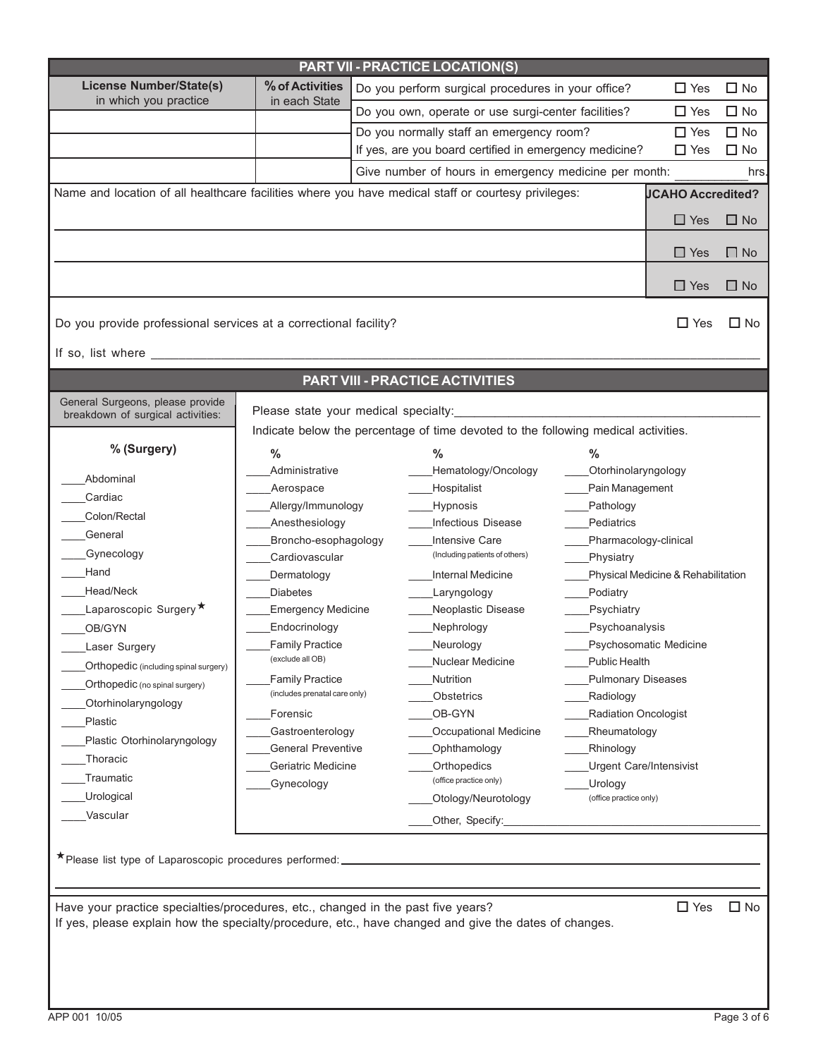## PART VII - PRACTICE LOCATION(S)

| License Number/State(s) in which you practice | % of Activities in each State |
|---|---|
| | |
| | |
| | |

Do you perform surgical procedures in your office? ☐ Yes ☐ No

Do you own, operate or use surgi-center facilities? ☐ Yes ☐ No

Do you normally staff an emergency room? ☐ Yes ☐ No

If yes, are you board certified in emergency medicine? ☐ Yes ☐ No

Give number of hours in emergency medicine per month: __________ hrs.

| Name and location of all healthcare facilities where you have medical staff or courtesy privileges: | JCAHO Accredited? |
|---|---|
| | ☐ Yes ☐ No |
| | ☐ Yes ☐ No |
| | ☐ Yes ☐ No |

Do you provide professional services at a correctional facility? ☐ Yes ☐ No

If so, list where ______________________________________________

## PART VIII - PRACTICE ACTIVITIES

Please state your medical specialty: ______________________________

Indicate below the percentage of time devoted to the following medical activities.

| % | % | % |
|---|---|---|
| ____Administrative | ____Hematology/Oncology | ____Otorhinolaryngology |
| ____Aerospace | ____Hospitalist | ____Pain Management |
| ____Allergy/Immunology | ____Hypnosis | ____Pathology |
| ____Anesthesiology | ____Infectious Disease | ____Pediatrics |
| ____Broncho-esophagology | ____Intensive Care (Including patients of others) | ____Pharmacology-clinical |
| ____Cardiovascular | ____Internal Medicine | ____Physiatry |
| ____Dermatology | ____Laryngology | ____Physical Medicine & Rehabilitation |
| ____Diabetes | ____Neoplastic Disease | ____Podiatry |
| ____Emergency Medicine | ____Nephrology | ____Psychiatry |
| ____Endocrinology | ____Neurology | ____Psychoanalysis |
| ____Family Practice (exclude all OB) | ____Nuclear Medicine | ____Psychosomatic Medicine |
| ____Family Practice (includes prenatal care only) | ____Nutrition | ____Public Health |
| ____Forensic | ____Obstetrics | ____Pulmonary Diseases |
| ____Gastroenterology | ____OB-GYN | ____Radiology |
| ____General Preventive | ____Occupational Medicine | ____Radiation Oncologist |
| ____Geriatric Medicine | ____Ophthamology | ____Rheumatology |
| ____Gynecology | ____Orthopedics (office practice only) | ____Rhinology |
| | ____Otology/Neurotology | ____Urgent Care/Intensivist |
| | ____Other, Specify: ______________ | ____Urology (office practice only) |

General Surgeons, please provide breakdown of surgical activities:

**% (Surgery)**

- ____Abdominal
- ____Cardiac
- ____Colon/Rectal
- ____General
- ____Gynecology
- ____Hand
- ____Head/Neck
- ____Laparoscopic Surgery★
- ____OB/GYN
- ____Laser Surgery
- ____Orthopedic (including spinal surgery)
- ____Orthopedic (no spinal surgery)
- ____Otorhinolaryngology
- ____Plastic
- ____Plastic Otorhinolaryngology
- ____Thoracic
- ____Traumatic
- ____Urological
- ____Vascular

★Please list type of Laparoscopic procedures performed: ______________________________

Have your practice specialties/procedures, etc., changed in the past five years? ☐ Yes ☐ No

If yes, please explain how the specialty/procedure, etc., have changed and give the dates of changes.

APP 001 10/05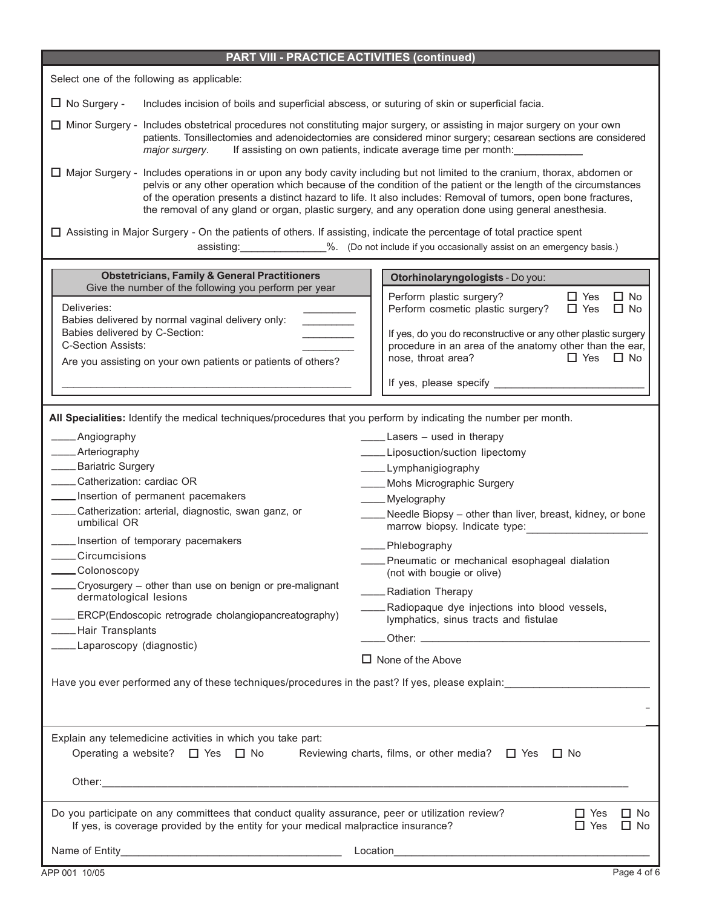## PART VIII - PRACTICE ACTIVITIES (continued)

Select one of the following as applicable:

☐ No Surgery - Includes incision of boils and superficial abscess, or suturing of skin or superficial facia.

☐ Minor Surgery - Includes obstetrical procedures not constituting major surgery, or assisting in major surgery on your own patients. Tonsillectomies and adenoidectomies are considered minor surgery; cesarean sections are considered *major surgery*. If assisting on own patients, indicate average time per month:____________

☐ Major Surgery - Includes operations in or upon any body cavity including but not limited to the cranium, thorax, abdomen or pelvis or any other operation which because of the condition of the patient or the length of the circumstances of the operation presents a distinct hazard to life. It also includes: Removal of tumors, open bone fractures, the removal of any gland or organ, plastic surgery, and any operation done using general anesthesia.

☐ Assisting in Major Surgery - On the patients of others. If assisting, indicate the percentage of total practice spent assisting:_______________%. (Do not include if you occasionally assist on an emergency basis.)

**Obstetricians, Family & General Practitioners**
Give the number of the following you perform per year

Deliveries: _________
Babies delivered by normal vaginal delivery only: _________
Babies delivered by C-Section: _________
C-Section Assists: _________

Are you assisting on your own patients or patients of others?

_______________________________________________

**Otorhinolaryngologists** - Do you:

Perform plastic surgery? ☐ Yes ☐ No
Perform cosmetic plastic surgery? ☐ Yes ☐ No

If yes, do you do reconstructive or any other plastic surgery procedure in an area of the anatomy other than the ear, nose, throat area? ☐ Yes ☐ No

If yes, please specify _________________________

**All Specialities:** Identify the medical techniques/procedures that you perform by indicating the number per month.

- ____Angiography
- ____Arteriography
- ____Bariatric Surgery
- ____Catherization: cardiac OR
- ____Insertion of permanent pacemakers
- ____Catherization: arterial, diagnostic, swan ganz, or umbilical OR
- ____Insertion of temporary pacemakers
- ____Circumcisions
- ____Colonoscopy
- ____Cryosurgery – other than use on benign or pre-malignant dermatological lesions
- ____ERCP(Endoscopic retrograde cholangiopancreatography)
- ____Hair Transplants
- ____Laparoscopy (diagnostic)
- ____Lasers – used in therapy
- ____Liposuction/suction lipectomy
- ____Lymphanigiography
- ____Mohs Micrographic Surgery
- ____Myelography
- ____Needle Biopsy – other than liver, breast, kidney, or bone marrow biopsy. Indicate type:____________________
- ____Phlebography
- ____Pneumatic or mechanical esophageal dialation (not with bougie or olive)
- ____Radiation Therapy
- ____Radiopaque dye injections into blood vessels, lymphatics, sinus tracts and fistulae
- ____Other: ______________________________________

☐ None of the Above

Have you ever performed any of these techniques/procedures in the past? If yes, please explain:________________________

Explain any telemedicine activities in which you take part:

Operating a website? ☐ Yes ☐ No Reviewing charts, films, or other media? ☐ Yes ☐ No

Other:___________________________________________________________________________________

Do you participate on any committees that conduct quality assurance, peer or utilization review? ☐ Yes ☐ No
If yes, is coverage provided by the entity for your medical malpractice insurance? ☐ Yes ☐ No

Name of Entity_____________________________________ Location____________________________________________

APP 001 10/05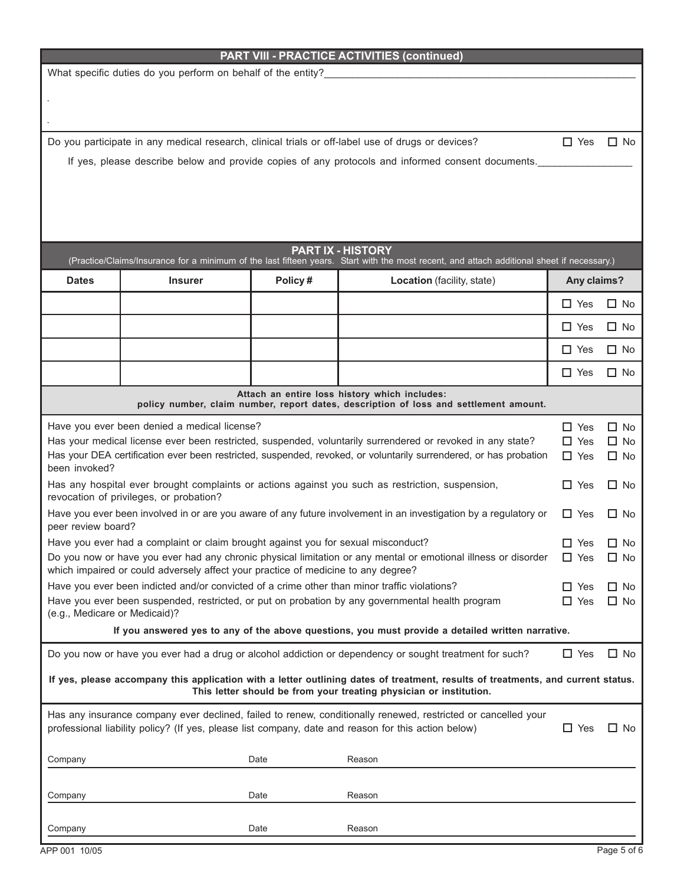## PART VIII - PRACTICE ACTIVITIES (continued)

What specific duties do you perform on behalf of the entity?\_\_\_\_\_\_\_\_\_\_\_\_\_\_\_\_\_\_\_\_\_\_\_\_\_\_\_\_\_\_\_\_\_\_\_\_\_\_\_\_\_\_\_\_\_\_\_\_\_\_\_\_\_\_

Do you participate in any medical research, clinical trials or off-label use of drugs or devices? ☐ Yes ☐ No

If yes, please describe below and provide copies of any protocols and informed consent documents.\_\_\_\_\_\_\_\_\_\_\_\_\_\_\_\_\_

## PART IX - HISTORY

(Practice/Claims/Insurance for a minimum of the last fifteen years. Start with the most recent, and attach additional sheet if necessary.)

| Dates | Insurer | Policy # | Location (facility, state) | Any claims? |
|---|---|---|---|---|
| | | | | ☐ Yes ☐ No |
| | | | | ☐ Yes ☐ No |
| | | | | ☐ Yes ☐ No |
| | | | | ☐ Yes ☐ No |

**Attach an entire loss history which includes: policy number, claim number, report dates, description of loss and settlement amount.**

| Question | Answer |
|---|---|
| Have you ever been denied a medical license? | ☐ Yes ☐ No |
| Has your medical license ever been restricted, suspended, voluntarily surrendered or revoked in any state? | ☐ Yes ☐ No |
| Has your DEA certification ever been restricted, suspended, revoked, or voluntarily surrendered, or has probation been invoked? | ☐ Yes ☐ No |
| Has any hospital ever brought complaints or actions against you such as restriction, suspension, revocation of privileges, or probation? | ☐ Yes ☐ No |
| Have you ever been involved in or are you aware of any future involvement in an investigation by a regulatory or peer review board? | ☐ Yes ☐ No |
| Have you ever had a complaint or claim brought against you for sexual misconduct? | ☐ Yes ☐ No |
| Do you now or have you ever had any chronic physical limitation or any mental or emotional illness or disorder which impaired or could adversely affect your practice of medicine to any degree? | ☐ Yes ☐ No |
| Have you ever been indicted and/or convicted of a crime other than minor traffic violations? | ☐ Yes ☐ No |
| Have you ever been suspended, restricted, or put on probation by any governmental health program (e.g., Medicare or Medicaid)? | ☐ Yes ☐ No |

**If you answered yes to any of the above questions, you must provide a detailed written narrative.**

Do you now or have you ever had a drug or alcohol addiction or dependency or sought treatment for such? ☐ Yes ☐ No

**If yes, please accompany this application with a letter outlining dates of treatment, results of treatments, and current status. This letter should be from your treating physician or institution.**

Has any insurance company ever declined, failed to renew, conditionally renewed, restricted or cancelled your professional liability policy? (If yes, please list company, date and reason for this action below) ☐ Yes ☐ No

| Company | Date | Reason |
|---|---|---|
| | | |
| | | |
| | | |

APP 001 10/05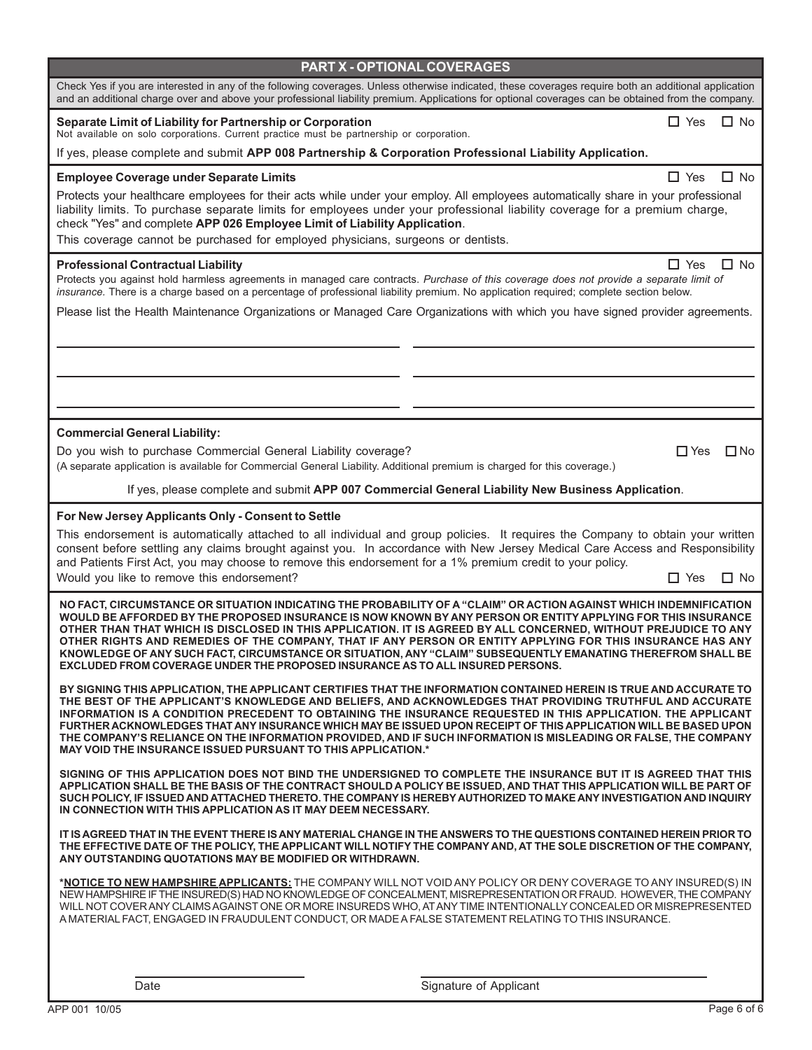## PART X - OPTIONAL COVERAGES

Check Yes if you are interested in any of the following coverages. Unless otherwise indicated, these coverages require both an additional application and an additional charge over and above your professional liability premium. Applications for optional coverages can be obtained from the company.

**Separate Limit of Liability for Partnership or Corporation** ☐ Yes ☐ No
Not available on solo corporations. Current practice must be partnership or corporation.

If yes, please complete and submit **APP 008 Partnership & Corporation Professional Liability Application.**

**Employee Coverage under Separate Limits** ☐ Yes ☐ No

Protects your healthcare employees for their acts while under your employ. All employees automatically share in your professional liability limits. To purchase separate limits for employees under your professional liability coverage for a premium charge, check "Yes" and complete **APP 026 Employee Limit of Liability Application**.

This coverage cannot be purchased for employed physicians, surgeons or dentists.

**Professional Contractual Liability** ☐ Yes ☐ No

Protects you against hold harmless agreements in managed care contracts. *Purchase of this coverage does not provide a separate limit of insurance.* There is a charge based on a percentage of professional liability premium. No application required; complete section below.

Please list the Health Maintenance Organizations or Managed Care Organizations with which you have signed provider agreements.

_______________________________ _______________________________

_______________________________ _______________________________

_______________________________ _______________________________

**Commercial General Liability:**

Do you wish to purchase Commercial General Liability coverage? ☐ Yes ☐ No
(A separate application is available for Commercial General Liability. Additional premium is charged for this coverage.)

If yes, please complete and submit **APP 007 Commercial General Liability New Business Application**.

**For New Jersey Applicants Only - Consent to Settle**

This endorsement is automatically attached to all individual and group policies. It requires the Company to obtain your written consent before settling any claims brought against you. In accordance with New Jersey Medical Care Access and Responsibility and Patients First Act, you may choose to remove this endorsement for a 1% premium credit to your policy.
Would you like to remove this endorsement? ☐ Yes ☐ No

**NO FACT, CIRCUMSTANCE OR SITUATION INDICATING THE PROBABILITY OF A "CLAIM" OR ACTION AGAINST WHICH INDEMNIFICATION WOULD BE AFFORDED BY THE PROPOSED INSURANCE IS NOW KNOWN BY ANY PERSON OR ENTITY APPLYING FOR THIS INSURANCE OTHER THAN THAT WHICH IS DISCLOSED IN THIS APPLICATION. IT IS AGREED BY ALL CONCERNED, WITHOUT PREJUDICE TO ANY OTHER RIGHTS AND REMEDIES OF THE COMPANY, THAT IF ANY PERSON OR ENTITY APPLYING FOR THIS INSURANCE HAS ANY KNOWLEDGE OF ANY SUCH FACT, CIRCUMSTANCE OR SITUATION, ANY "CLAIM" SUBSEQUENTLY EMANATING THEREFROM SHALL BE EXCLUDED FROM COVERAGE UNDER THE PROPOSED INSURANCE AS TO ALL INSURED PERSONS.**

**BY SIGNING THIS APPLICATION, THE APPLICANT CERTIFIES THAT THE INFORMATION CONTAINED HEREIN IS TRUE AND ACCURATE TO THE BEST OF THE APPLICANT'S KNOWLEDGE AND BELIEFS, AND ACKNOWLEDGES THAT PROVIDING TRUTHFUL AND ACCURATE INFORMATION IS A CONDITION PRECEDENT TO OBTAINING THE INSURANCE REQUESTED IN THIS APPLICATION. THE APPLICANT FURTHER ACKNOWLEDGES THAT ANY INSURANCE WHICH MAY BE ISSUED UPON RECEIPT OF THIS APPLICATION WILL BE BASED UPON THE COMPANY'S RELIANCE ON THE INFORMATION PROVIDED, AND IF SUCH INFORMATION IS MISLEADING OR FALSE, THE COMPANY MAY VOID THE INSURANCE ISSUED PURSUANT TO THIS APPLICATION.***

**SIGNING OF THIS APPLICATION DOES NOT BIND THE UNDERSIGNED TO COMPLETE THE INSURANCE BUT IT IS AGREED THAT THIS APPLICATION SHALL BE THE BASIS OF THE CONTRACT SHOULD A POLICY BE ISSUED, AND THAT THIS APPLICATION WILL BE PART OF SUCH POLICY, IF ISSUED AND ATTACHED THERETO. THE COMPANY IS HEREBY AUTHORIZED TO MAKE ANY INVESTIGATION AND INQUIRY IN CONNECTION WITH THIS APPLICATION AS IT MAY DEEM NECESSARY.**

**IT IS AGREED THAT IN THE EVENT THERE IS ANY MATERIAL CHANGE IN THE ANSWERS TO THE QUESTIONS CONTAINED HEREIN PRIOR TO THE EFFECTIVE DATE OF THE POLICY, THE APPLICANT WILL NOTIFY THE COMPANY AND, AT THE SOLE DISCRETION OF THE COMPANY, ANY OUTSTANDING QUOTATIONS MAY BE MODIFIED OR WITHDRAWN.**

***NOTICE TO NEW HAMPSHIRE APPLICANTS:** THE COMPANY WILL NOT VOID ANY POLICY OR DENY COVERAGE TO ANY INSURED(S) IN NEW HAMPSHIRE IF THE INSURED(S) HAD NO KNOWLEDGE OF CONCEALMENT, MISREPRESENTATION OR FRAUD. HOWEVER, THE COMPANY WILL NOT COVER ANY CLAIMS AGAINST ONE OR MORE INSUREDS WHO, AT ANY TIME INTENTIONALLY CONCEALED OR MISREPRESENTED A MATERIAL FACT, ENGAGED IN FRAUDULENT CONDUCT, OR MADE A FALSE STATEMENT RELATING TO THIS INSURANCE.

_______________________ _______________________________

Date Signature of Applicant

APP 001 10/05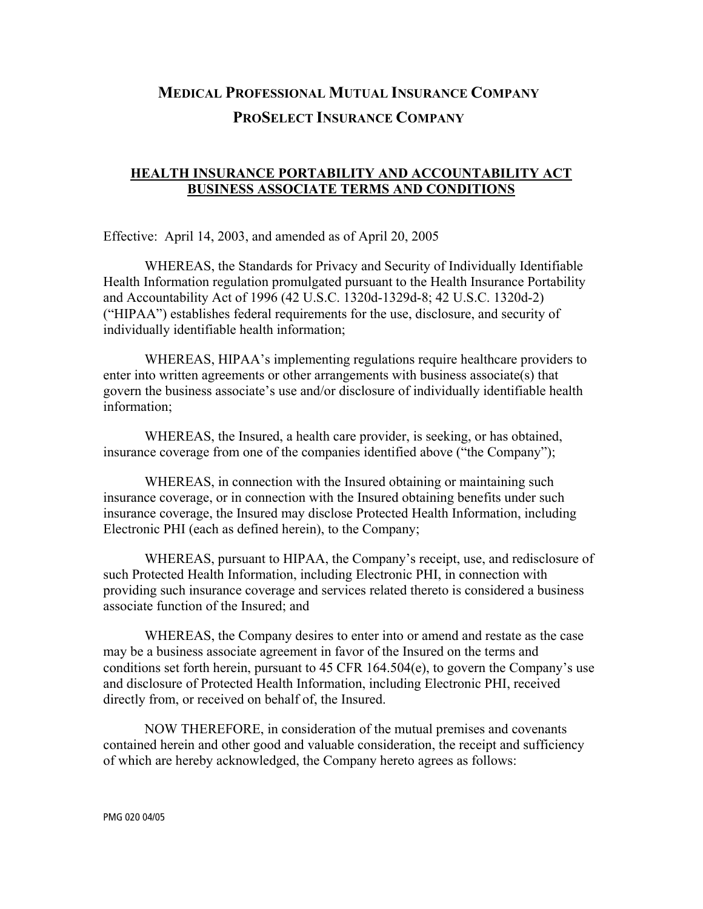# Medical Professional Mutual Insurance Company

# ProSelect Insurance Company

## HEALTH INSURANCE PORTABILITY AND ACCOUNTABILITY ACT BUSINESS ASSOCIATE TERMS AND CONDITIONS

Effective: April 14, 2003, and amended as of April 20, 2005

WHEREAS, the Standards for Privacy and Security of Individually Identifiable Health Information regulation promulgated pursuant to the Health Insurance Portability and Accountability Act of 1996 (42 U.S.C. 1320d-1329d-8; 42 U.S.C. 1320d-2) ("HIPAA") establishes federal requirements for the use, disclosure, and security of individually identifiable health information;

WHEREAS, HIPAA's implementing regulations require healthcare providers to enter into written agreements or other arrangements with business associate(s) that govern the business associate's use and/or disclosure of individually identifiable health information;

WHEREAS, the Insured, a health care provider, is seeking, or has obtained, insurance coverage from one of the companies identified above ("the Company");

WHEREAS, in connection with the Insured obtaining or maintaining such insurance coverage, or in connection with the Insured obtaining benefits under such insurance coverage, the Insured may disclose Protected Health Information, including Electronic PHI (each as defined herein), to the Company;

WHEREAS, pursuant to HIPAA, the Company's receipt, use, and redisclosure of such Protected Health Information, including Electronic PHI, in connection with providing such insurance coverage and services related thereto is considered a business associate function of the Insured; and

WHEREAS, the Company desires to enter into or amend and restate as the case may be a business associate agreement in favor of the Insured on the terms and conditions set forth herein, pursuant to 45 CFR 164.504(e), to govern the Company's use and disclosure of Protected Health Information, including Electronic PHI, received directly from, or received on behalf of, the Insured.

NOW THEREFORE, in consideration of the mutual premises and covenants contained herein and other good and valuable consideration, the receipt and sufficiency of which are hereby acknowledged, the Company hereto agrees as follows:

PMG 020 04/05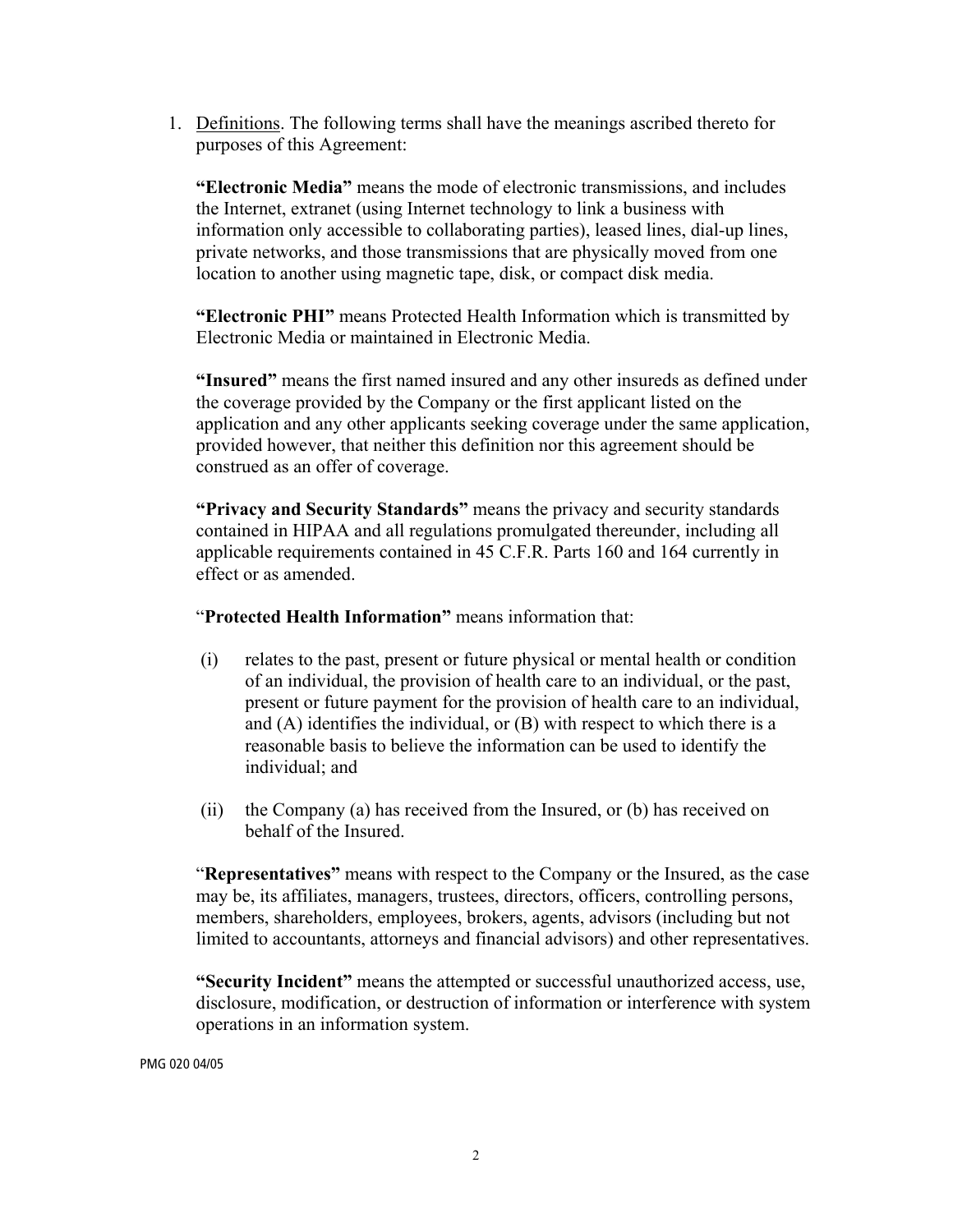1. Definitions. The following terms shall have the meanings ascribed thereto for purposes of this Agreement:

   **"Electronic Media"** means the mode of electronic transmissions, and includes the Internet, extranet (using Internet technology to link a business with information only accessible to collaborating parties), leased lines, dial-up lines, private networks, and those transmissions that are physically moved from one location to another using magnetic tape, disk, or compact disk media.

   **"Electronic PHI"** means Protected Health Information which is transmitted by Electronic Media or maintained in Electronic Media.

   **"Insured"** means the first named insured and any other insureds as defined under the coverage provided by the Company or the first applicant listed on the application and any other applicants seeking coverage under the same application, provided however, that neither this definition nor this agreement should be construed as an offer of coverage.

   **"Privacy and Security Standards"** means the privacy and security standards contained in HIPAA and all regulations promulgated thereunder, including all applicable requirements contained in 45 C.F.R. Parts 160 and 164 currently in effect or as amended.

   "**Protected Health Information"** means information that:

   (i) relates to the past, present or future physical or mental health or condition of an individual, the provision of health care to an individual, or the past, present or future payment for the provision of health care to an individual, and (A) identifies the individual, or (B) with respect to which there is a reasonable basis to believe the information can be used to identify the individual; and

   (ii) the Company (a) has received from the Insured, or (b) has received on behalf of the Insured.

   "**Representatives"** means with respect to the Company or the Insured, as the case may be, its affiliates, managers, trustees, directors, officers, controlling persons, members, shareholders, employees, brokers, agents, advisors (including but not limited to accountants, attorneys and financial advisors) and other representatives.

   **"Security Incident"** means the attempted or successful unauthorized access, use, disclosure, modification, or destruction of information or interference with system operations in an information system.

PMG 020 04/05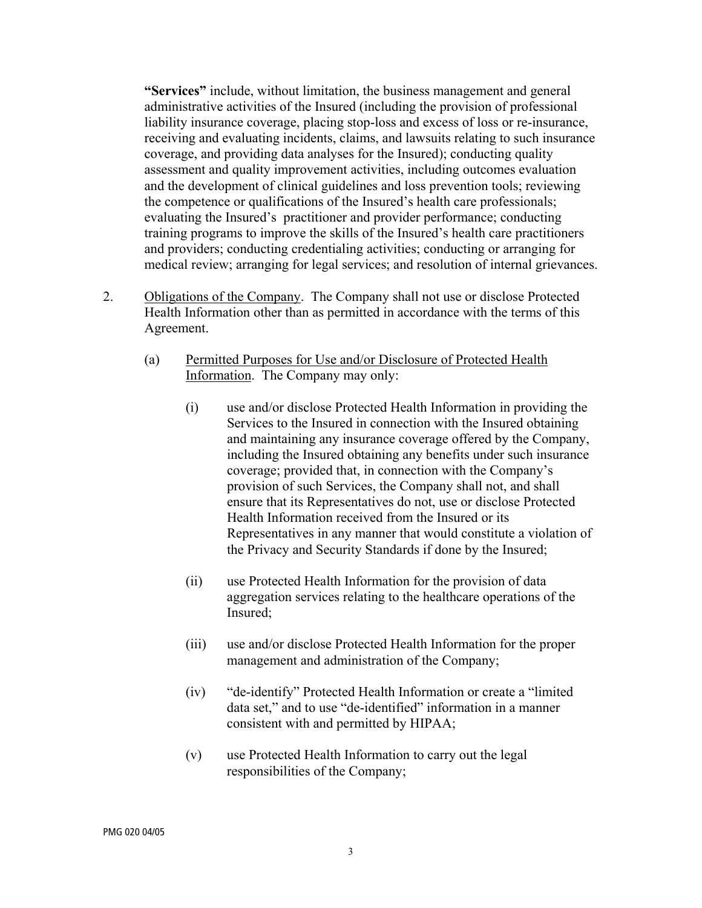**"Services"** include, without limitation, the business management and general administrative activities of the Insured (including the provision of professional liability insurance coverage, placing stop-loss and excess of loss or re-insurance, receiving and evaluating incidents, claims, and lawsuits relating to such insurance coverage, and providing data analyses for the Insured); conducting quality assessment and quality improvement activities, including outcomes evaluation and the development of clinical guidelines and loss prevention tools; reviewing the competence or qualifications of the Insured's health care professionals; evaluating the Insured's practitioner and provider performance; conducting training programs to improve the skills of the Insured's health care practitioners and providers; conducting credentialing activities; conducting or arranging for medical review; arranging for legal services; and resolution of internal grievances.

2. Obligations of the Company. The Company shall not use or disclose Protected Health Information other than as permitted in accordance with the terms of this Agreement.

   (a) Permitted Purposes for Use and/or Disclosure of Protected Health Information. The Company may only:

      (i) use and/or disclose Protected Health Information in providing the Services to the Insured in connection with the Insured obtaining and maintaining any insurance coverage offered by the Company, including the Insured obtaining any benefits under such insurance coverage; provided that, in connection with the Company's provision of such Services, the Company shall not, and shall ensure that its Representatives do not, use or disclose Protected Health Information received from the Insured or its Representatives in any manner that would constitute a violation of the Privacy and Security Standards if done by the Insured;

      (ii) use Protected Health Information for the provision of data aggregation services relating to the healthcare operations of the Insured;

      (iii) use and/or disclose Protected Health Information for the proper management and administration of the Company;

      (iv) "de-identify" Protected Health Information or create a "limited data set," and to use "de-identified" information in a manner consistent with and permitted by HIPAA;

      (v) use Protected Health Information to carry out the legal responsibilities of the Company;

PMG 020 04/05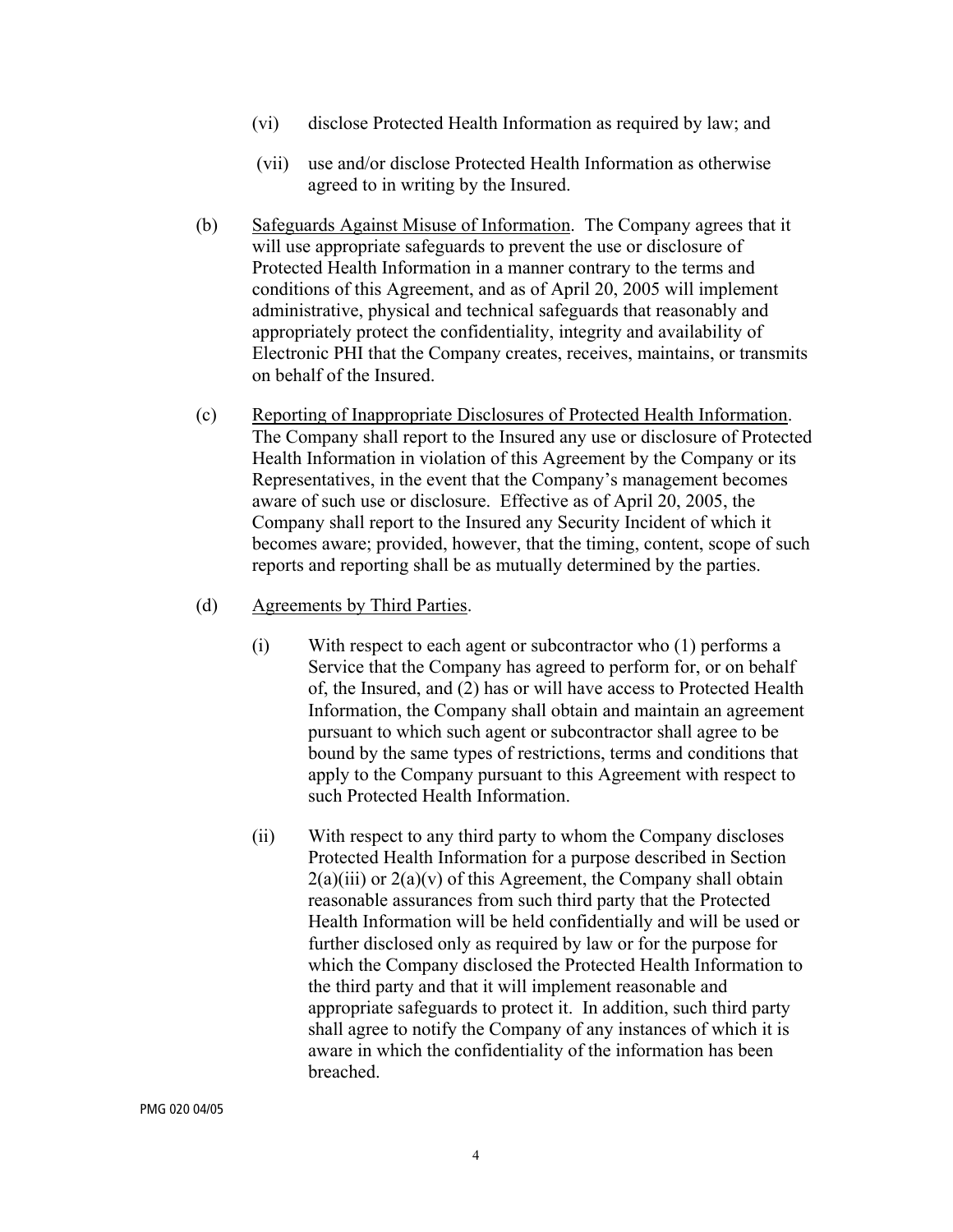(vi) disclose Protected Health Information as required by law; and

(vii) use and/or disclose Protected Health Information as otherwise agreed to in writing by the Insured.

(b) Safeguards Against Misuse of Information. The Company agrees that it will use appropriate safeguards to prevent the use or disclosure of Protected Health Information in a manner contrary to the terms and conditions of this Agreement, and as of April 20, 2005 will implement administrative, physical and technical safeguards that reasonably and appropriately protect the confidentiality, integrity and availability of Electronic PHI that the Company creates, receives, maintains, or transmits on behalf of the Insured.

(c) Reporting of Inappropriate Disclosures of Protected Health Information. The Company shall report to the Insured any use or disclosure of Protected Health Information in violation of this Agreement by the Company or its Representatives, in the event that the Company's management becomes aware of such use or disclosure. Effective as of April 20, 2005, the Company shall report to the Insured any Security Incident of which it becomes aware; provided, however, that the timing, content, scope of such reports and reporting shall be as mutually determined by the parties.

(d) Agreements by Third Parties.

(i) With respect to each agent or subcontractor who (1) performs a Service that the Company has agreed to perform for, or on behalf of, the Insured, and (2) has or will have access to Protected Health Information, the Company shall obtain and maintain an agreement pursuant to which such agent or subcontractor shall agree to be bound by the same types of restrictions, terms and conditions that apply to the Company pursuant to this Agreement with respect to such Protected Health Information.

(ii) With respect to any third party to whom the Company discloses Protected Health Information for a purpose described in Section 2(a)(iii) or 2(a)(v) of this Agreement, the Company shall obtain reasonable assurances from such third party that the Protected Health Information will be held confidentially and will be used or further disclosed only as required by law or for the purpose for which the Company disclosed the Protected Health Information to the third party and that it will implement reasonable and appropriate safeguards to protect it. In addition, such third party shall agree to notify the Company of any instances of which it is aware in which the confidentiality of the information has been breached.

PMG 020 04/05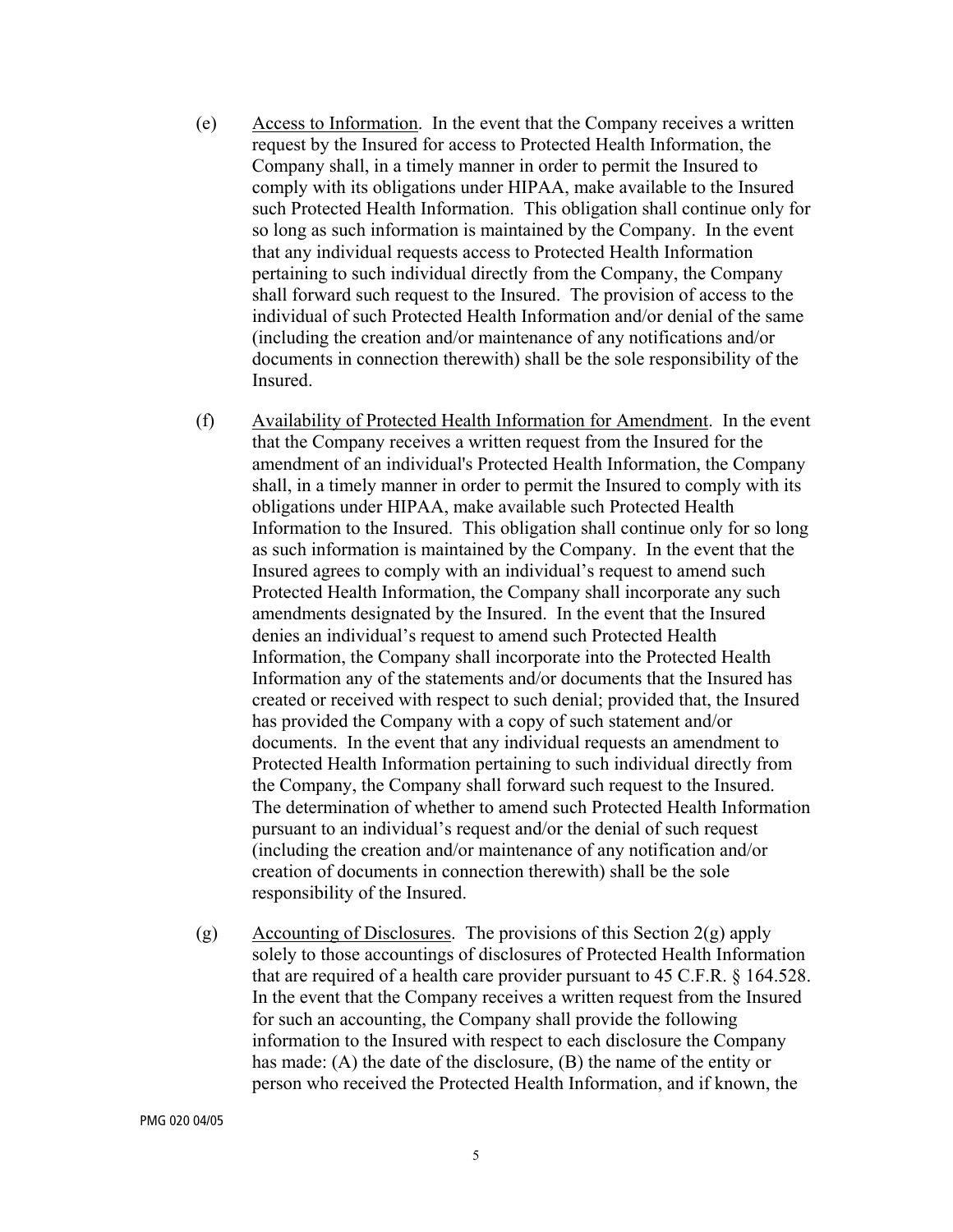(e) Access to Information. In the event that the Company receives a written request by the Insured for access to Protected Health Information, the Company shall, in a timely manner in order to permit the Insured to comply with its obligations under HIPAA, make available to the Insured such Protected Health Information. This obligation shall continue only for so long as such information is maintained by the Company. In the event that any individual requests access to Protected Health Information pertaining to such individual directly from the Company, the Company shall forward such request to the Insured. The provision of access to the individual of such Protected Health Information and/or denial of the same (including the creation and/or maintenance of any notifications and/or documents in connection therewith) shall be the sole responsibility of the Insured.

(f) Availability of Protected Health Information for Amendment. In the event that the Company receives a written request from the Insured for the amendment of an individual's Protected Health Information, the Company shall, in a timely manner in order to permit the Insured to comply with its obligations under HIPAA, make available such Protected Health Information to the Insured. This obligation shall continue only for so long as such information is maintained by the Company. In the event that the Insured agrees to comply with an individual's request to amend such Protected Health Information, the Company shall incorporate any such amendments designated by the Insured. In the event that the Insured denies an individual's request to amend such Protected Health Information, the Company shall incorporate into the Protected Health Information any of the statements and/or documents that the Insured has created or received with respect to such denial; provided that, the Insured has provided the Company with a copy of such statement and/or documents. In the event that any individual requests an amendment to Protected Health Information pertaining to such individual directly from the Company, the Company shall forward such request to the Insured. The determination of whether to amend such Protected Health Information pursuant to an individual's request and/or the denial of such request (including the creation and/or maintenance of any notification and/or creation of documents in connection therewith) shall be the sole responsibility of the Insured.

(g) Accounting of Disclosures. The provisions of this Section 2(g) apply solely to those accountings of disclosures of Protected Health Information that are required of a health care provider pursuant to 45 C.F.R. § 164.528. In the event that the Company receives a written request from the Insured for such an accounting, the Company shall provide the following information to the Insured with respect to each disclosure the Company has made: (A) the date of the disclosure, (B) the name of the entity or person who received the Protected Health Information, and if known, the

PMG 020 04/05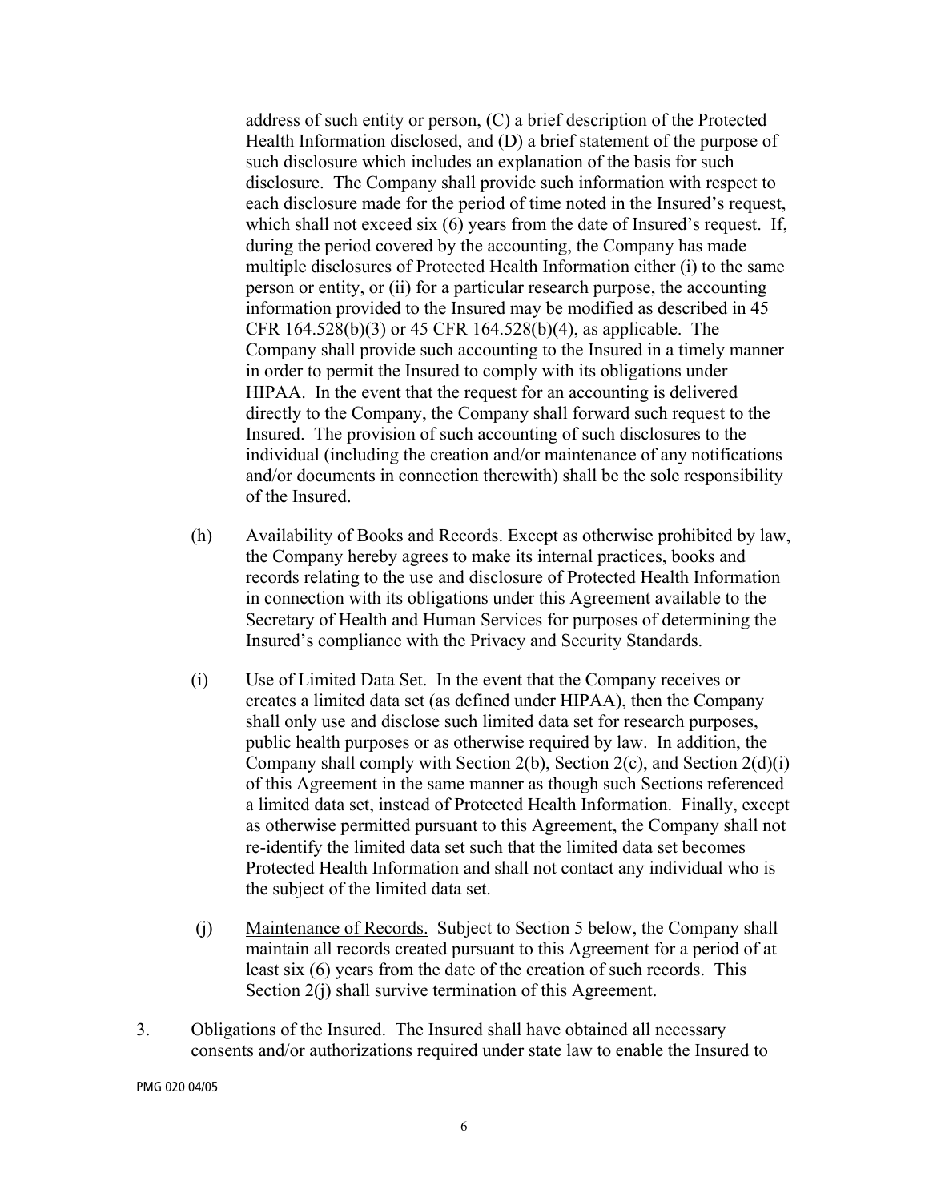address of such entity or person, (C) a brief description of the Protected Health Information disclosed, and (D) a brief statement of the purpose of such disclosure which includes an explanation of the basis for such disclosure. The Company shall provide such information with respect to each disclosure made for the period of time noted in the Insured's request, which shall not exceed six (6) years from the date of Insured's request. If, during the period covered by the accounting, the Company has made multiple disclosures of Protected Health Information either (i) to the same person or entity, or (ii) for a particular research purpose, the accounting information provided to the Insured may be modified as described in 45 CFR 164.528(b)(3) or 45 CFR 164.528(b)(4), as applicable. The Company shall provide such accounting to the Insured in a timely manner in order to permit the Insured to comply with its obligations under HIPAA. In the event that the request for an accounting is delivered directly to the Company, the Company shall forward such request to the Insured. The provision of such accounting of such disclosures to the individual (including the creation and/or maintenance of any notifications and/or documents in connection therewith) shall be the sole responsibility of the Insured.

(h) Availability of Books and Records. Except as otherwise prohibited by law, the Company hereby agrees to make its internal practices, books and records relating to the use and disclosure of Protected Health Information in connection with its obligations under this Agreement available to the Secretary of Health and Human Services for purposes of determining the Insured's compliance with the Privacy and Security Standards.

(i) Use of Limited Data Set. In the event that the Company receives or creates a limited data set (as defined under HIPAA), then the Company shall only use and disclose such limited data set for research purposes, public health purposes or as otherwise required by law. In addition, the Company shall comply with Section 2(b), Section 2(c), and Section 2(d)(i) of this Agreement in the same manner as though such Sections referenced a limited data set, instead of Protected Health Information. Finally, except as otherwise permitted pursuant to this Agreement, the Company shall not re-identify the limited data set such that the limited data set becomes Protected Health Information and shall not contact any individual who is the subject of the limited data set.

(j) Maintenance of Records. Subject to Section 5 below, the Company shall maintain all records created pursuant to this Agreement for a period of at least six (6) years from the date of the creation of such records. This Section 2(j) shall survive termination of this Agreement.

3. Obligations of the Insured. The Insured shall have obtained all necessary consents and/or authorizations required under state law to enable the Insured to

PMG 020 04/05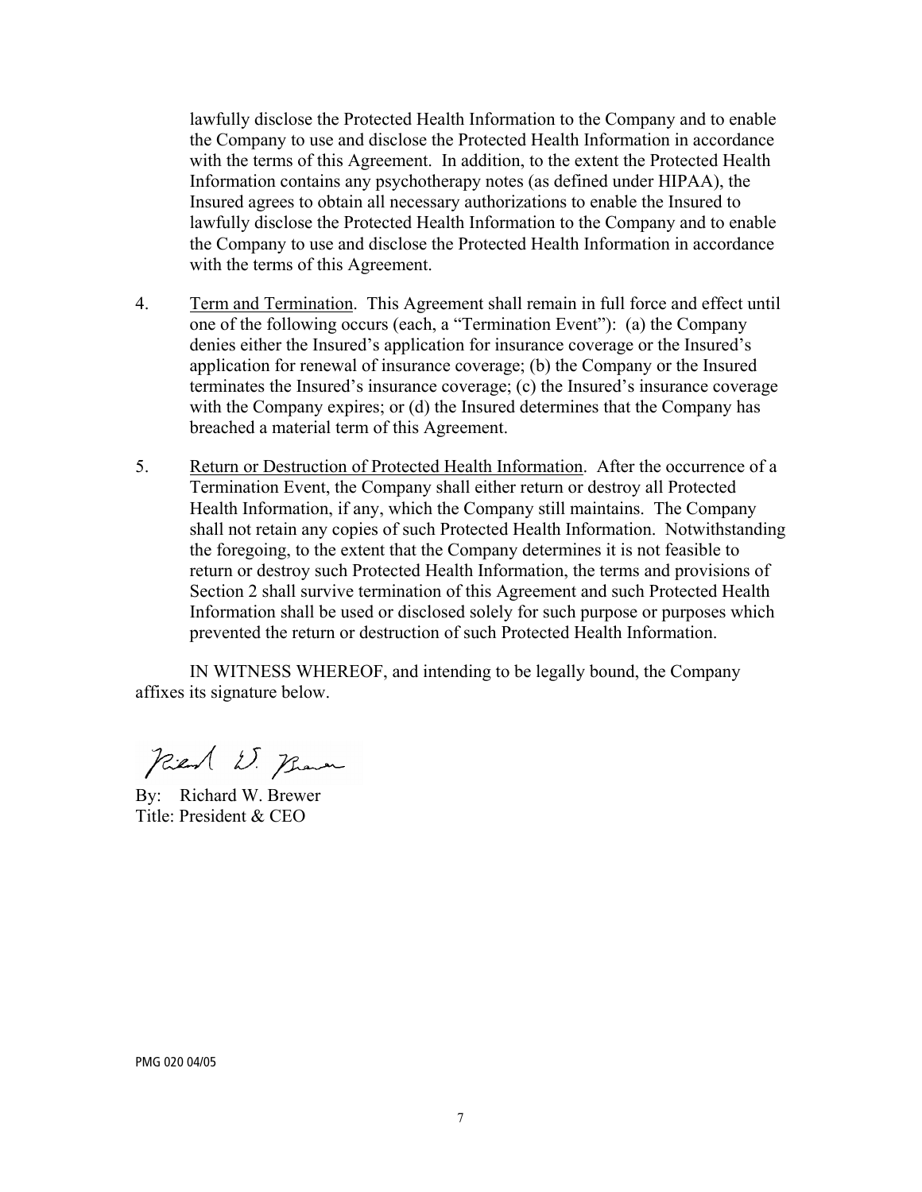lawfully disclose the Protected Health Information to the Company and to enable the Company to use and disclose the Protected Health Information in accordance with the terms of this Agreement. In addition, to the extent the Protected Health Information contains any psychotherapy notes (as defined under HIPAA), the Insured agrees to obtain all necessary authorizations to enable the Insured to lawfully disclose the Protected Health Information to the Company and to enable the Company to use and disclose the Protected Health Information in accordance with the terms of this Agreement.

4. Term and Termination. This Agreement shall remain in full force and effect until one of the following occurs (each, a "Termination Event"): (a) the Company denies either the Insured's application for insurance coverage or the Insured's application for renewal of insurance coverage; (b) the Company or the Insured terminates the Insured's insurance coverage; (c) the Insured's insurance coverage with the Company expires; or (d) the Insured determines that the Company has breached a material term of this Agreement.

5. Return or Destruction of Protected Health Information. After the occurrence of a Termination Event, the Company shall either return or destroy all Protected Health Information, if any, which the Company still maintains. The Company shall not retain any copies of such Protected Health Information. Notwithstanding the foregoing, to the extent that the Company determines it is not feasible to return or destroy such Protected Health Information, the terms and provisions of Section 2 shall survive termination of this Agreement and such Protected Health Information shall be used or disclosed solely for such purpose or purposes which prevented the return or destruction of such Protected Health Information.

IN WITNESS WHEREOF, and intending to be legally bound, the Company affixes its signature below.

By: Richard W. Brewer
Title: President & CEO

PMG 020 04/05